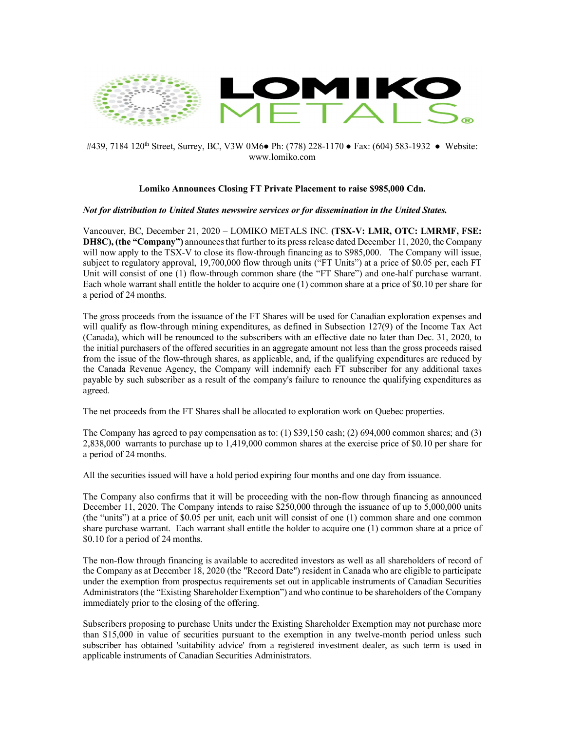LOMIKO METALS®

#439, 7184 120th Street, Surrey, BC, V3W 0M6● Ph: (778) 228-1170 ● Fax: (604) 583-1932 ● Website: www.lomiko.com

**Lomiko Announces Closing FT Private Placement to raise $985,000 Cdn.**

***Not for distribution to United States newswire services or for dissemination in the United States.***

Vancouver, BC, December 21, 2020 – LOMIKO METALS INC. **(TSX-V: LMR, OTC: LMRMF, FSE: DH8C), (the "Company")** announces that further to its press release dated December 11, 2020, the Company will now apply to the TSX-V to close its flow-through financing as to $985,000. The Company will issue, subject to regulatory approval, 19,700,000 flow through units ("FT Units") at a price of $0.05 per, each FT Unit will consist of one (1) flow-through common share (the "FT Share") and one-half purchase warrant. Each whole warrant shall entitle the holder to acquire one (1) common share at a price of $0.10 per share for a period of 24 months.

The gross proceeds from the issuance of the FT Shares will be used for Canadian exploration expenses and will qualify as flow-through mining expenditures, as defined in Subsection 127(9) of the Income Tax Act (Canada), which will be renounced to the subscribers with an effective date no later than Dec. 31, 2020, to the initial purchasers of the offered securities in an aggregate amount not less than the gross proceeds raised from the issue of the flow-through shares, as applicable, and, if the qualifying expenditures are reduced by the Canada Revenue Agency, the Company will indemnify each FT subscriber for any additional taxes payable by such subscriber as a result of the company's failure to renounce the qualifying expenditures as agreed.

The net proceeds from the FT Shares shall be allocated to exploration work on Quebec properties.

The Company has agreed to pay compensation as to: (1) $39,150 cash; (2) 694,000 common shares; and (3) 2,838,000 warrants to purchase up to 1,419,000 common shares at the exercise price of $0.10 per share for a period of 24 months.

All the securities issued will have a hold period expiring four months and one day from issuance.

The Company also confirms that it will be proceeding with the non-flow through financing as announced December 11, 2020. The Company intends to raise $250,000 through the issuance of up to 5,000,000 units (the "units") at a price of $0.05 per unit, each unit will consist of one (1) common share and one common share purchase warrant. Each warrant shall entitle the holder to acquire one (1) common share at a price of $0.10 for a period of 24 months.

The non-flow through financing is available to accredited investors as well as all shareholders of record of the Company as at December 18, 2020 (the "Record Date") resident in Canada who are eligible to participate under the exemption from prospectus requirements set out in applicable instruments of Canadian Securities Administrators (the "Existing Shareholder Exemption") and who continue to be shareholders of the Company immediately prior to the closing of the offering.

Subscribers proposing to purchase Units under the Existing Shareholder Exemption may not purchase more than $15,000 in value of securities pursuant to the exemption in any twelve-month period unless such subscriber has obtained 'suitability advice' from a registered investment dealer, as such term is used in applicable instruments of Canadian Securities Administrators.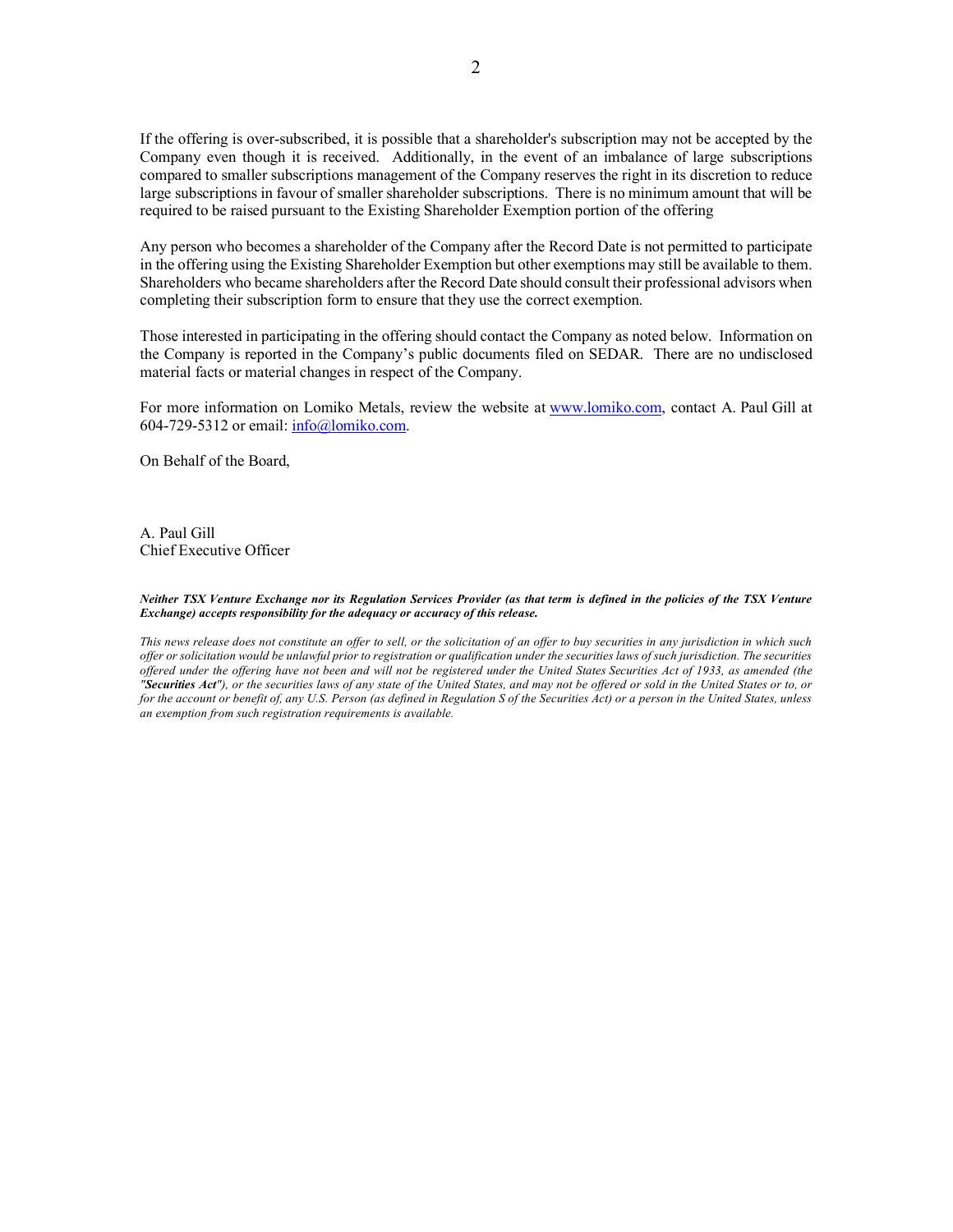If the offering is over-subscribed, it is possible that a shareholder's subscription may not be accepted by the Company even though it is received. Additionally, in the event of an imbalance of large subscriptions compared to smaller subscriptions management of the Company reserves the right in its discretion to reduce large subscriptions in favour of smaller shareholder subscriptions. There is no minimum amount that will be required to be raised pursuant to the Existing Shareholder Exemption portion of the offering

Any person who becomes a shareholder of the Company after the Record Date is not permitted to participate in the offering using the Existing Shareholder Exemption but other exemptions may still be available to them. Shareholders who became shareholders after the Record Date should consult their professional advisors when completing their subscription form to ensure that they use the correct exemption.

Those interested in participating in the offering should contact the Company as noted below. Information on the Company is reported in the Company's public documents filed on SEDAR. There are no undisclosed material facts or material changes in respect of the Company.

For more information on Lomiko Metals, review the website at www.lomiko.com, contact A. Paul Gill at 604-729-5312 or email: info@lomiko.com.

On Behalf of the Board,

A. Paul Gill
Chief Executive Officer

***Neither TSX Venture Exchange nor its Regulation Services Provider (as that term is defined in the policies of the TSX Venture Exchange) accepts responsibility for the adequacy or accuracy of this release.***

*This news release does not constitute an offer to sell, or the solicitation of an offer to buy securities in any jurisdiction in which such offer or solicitation would be unlawful prior to registration or qualification under the securities laws of such jurisdiction. The securities offered under the offering have not been and will not be registered under the United States Securities Act of 1933, as amended (the **"Securities Act"**), or the securities laws of any state of the United States, and may not be offered or sold in the United States or to, or for the account or benefit of, any U.S. Person (as defined in Regulation S of the Securities Act) or a person in the United States, unless an exemption from such registration requirements is available.*